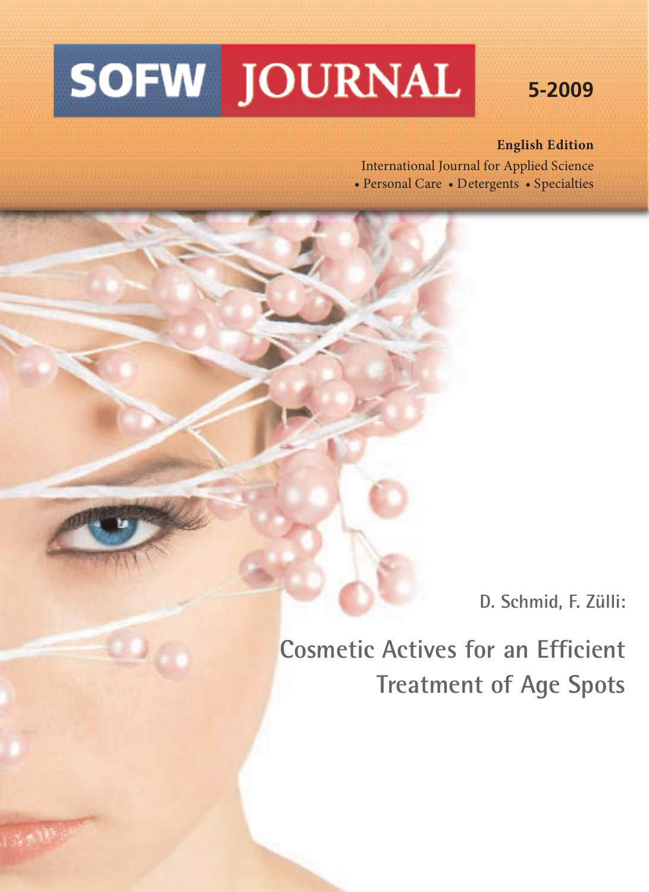# SOFW JOURNAL

5-2009

**English Edition**

International Journal for Applied Science

• Personal Care • Detergents • Specialties

D. Schmid, F. Zülli:

## Cosmetic Actives for an Efficient Treatment of Age Spots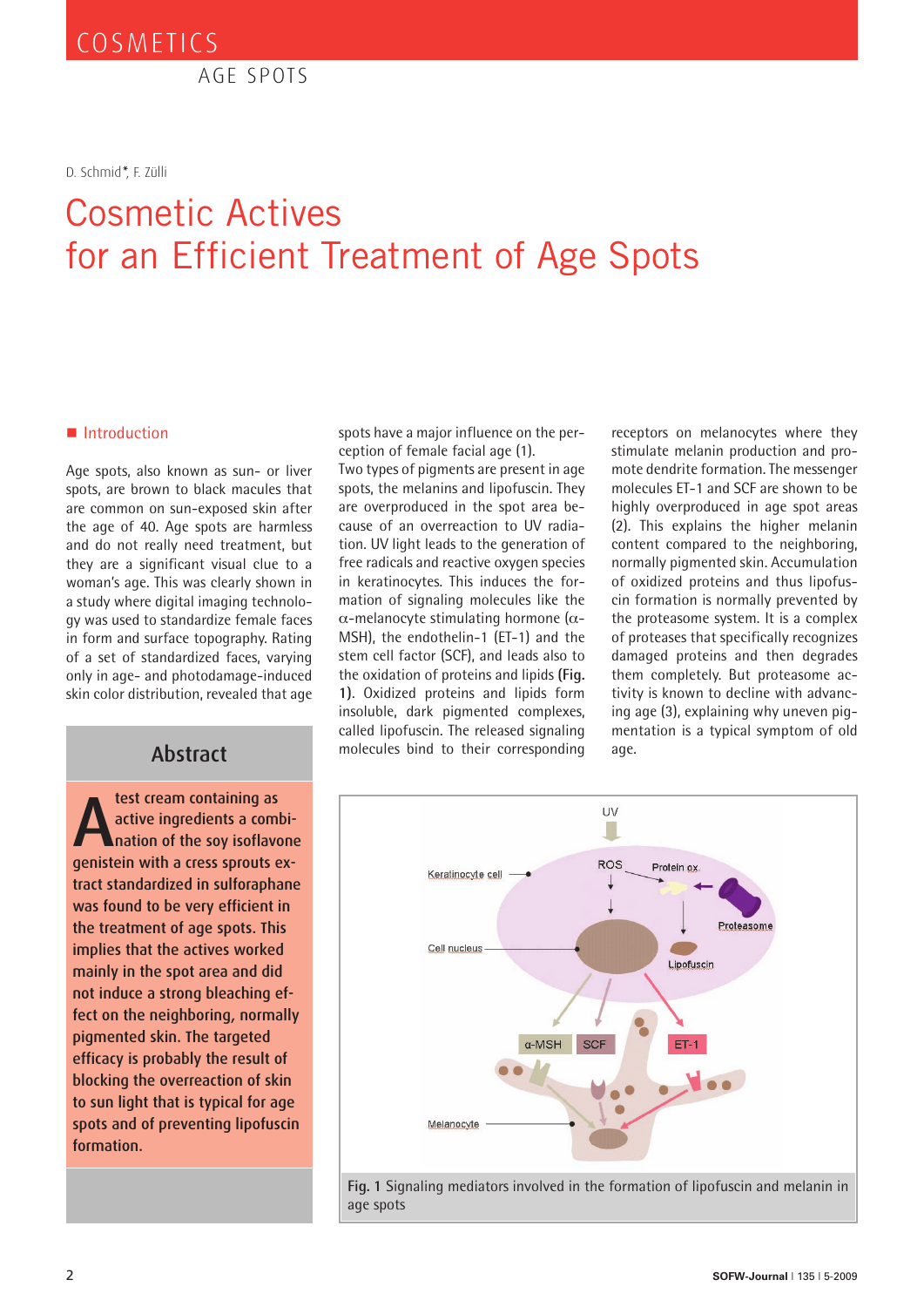# Cosmetic Actives for an Efficient Treatment of Age Spots

D. Schmid*, F. Zülli

## Abstract

A test cream containing as active ingredients a combination of the soy isoflavone genistein with a cress sprouts extract standardized in sulforaphane was found to be very efficient in the treatment of age spots. This implies that the actives worked mainly in the spot area and did not induce a strong bleaching effect on the neighboring, normally pigmented skin. The targeted efficacy is probably the result of blocking the overreaction of skin to sun light that is typical for age spots and of preventing lipofuscin formation.

## Introduction

Age spots, also known as sun- or liver spots, are brown to black macules that are common on sun-exposed skin after the age of 40. Age spots are harmless and do not really need treatment, but they are a significant visual clue to a woman's age. This was clearly shown in a study where digital imaging technology was used to standardize female faces in form and surface topography. Rating of a set of standardized faces, varying only in age- and photodamage-induced skin color distribution, revealed that age spots have a major influence on the perception of female facial age (1).

Two types of pigments are present in age spots, the melanins and lipofuscin. They are overproduced in the spot area because of an overreaction to UV radiation. UV light leads to the generation of free radicals and reactive oxygen species in keratinocytes. This induces the formation of signaling molecules like the α-melanocyte stimulating hormone (α-MSH), the endothelin-1 (ET-1) and the stem cell factor (SCF), and leads also to the oxidation of proteins and lipids (**Fig. 1**). Oxidized proteins and lipids form insoluble, dark pigmented complexes, called lipofuscin. The released signaling molecules bind to their corresponding receptors on melanocytes where they stimulate melanin production and promote dendrite formation. The messenger molecules ET-1 and SCF are shown to be highly overproduced in age spot areas (2). This explains the higher melanin content compared to the neighboring, normally pigmented skin. Accumulation of oxidized proteins and thus lipofuscin formation is normally prevented by the proteasome system. It is a complex of proteases that specifically recognizes damaged proteins and then degrades them completely. But proteasome activity is known to decline with advancing age (3), explaining why uneven pigmentation is a typical symptom of old age.

**Fig. 1** Signaling mediators involved in the formation of lipofuscin and melanin in age spots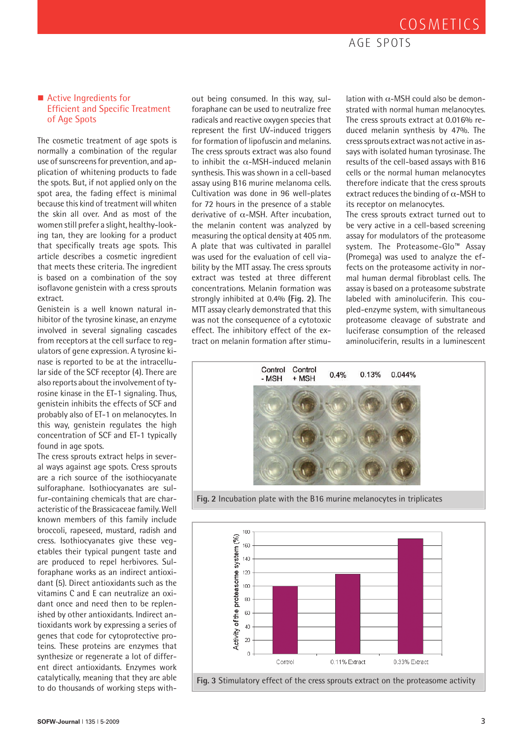## Active Ingredients for Efficient and Specific Treatment of Age Spots

The cosmetic treatment of age spots is normally a combination of the regular use of sunscreens for prevention, and application of whitening products to fade the spots. But, if not applied only on the spot area, the fading effect is minimal because this kind of treatment will whiten the skin all over. And as most of the women still prefer a slight, healthy-looking tan, they are looking for a product that specifically treats age spots. This article describes a cosmetic ingredient that meets these criteria. The ingredient is based on a combination of the soy isoflavone genistein with a cress sprouts extract.

Genistein is a well known natural inhibitor of the tyrosine kinase, an enzyme involved in several signaling cascades from receptors at the cell surface to regulators of gene expression. A tyrosine kinase is reported to be at the intracellular side of the SCF receptor (4). There are also reports about the involvement of tyrosine kinase in the ET-1 signaling. Thus, genistein inhibits the effects of SCF and probably also of ET-1 on melanocytes. In this way, genistein regulates the high concentration of SCF and ET-1 typically found in age spots.

The cress sprouts extract helps in several ways against age spots. Cress sprouts are a rich source of the isothiocyanate sulforaphane. Isothiocyanates are sulfur-containing chemicals that are characteristic of the Brassicaceae family. Well known members of this family include broccoli, rapeseed, mustard, radish and cress. Isothiocyanates give these vegetables their typical pungent taste and are produced to repel herbivores. Sulforaphane works as an indirect antioxidant (5). Direct antioxidants such as the vitamins C and E can neutralize an oxidant once and need then to be replenished by other antioxidants. Indirect antioxidants work by expressing a series of genes that code for cytoprotective proteins. These proteins are enzymes that synthesize or regenerate a lot of different direct antioxidants. Enzymes work catalytically, meaning that they are able to do thousands of working steps without being consumed. In this way, sulforaphane can be used to neutralize free radicals and reactive oxygen species that represent the first UV-induced triggers for formation of lipofuscin and melanins.

The cress sprouts extract was also found to inhibit the α-MSH-induced melanin synthesis. This was shown in a cell-based assay using B16 murine melanoma cells. Cultivation was done in 96 well-plates for 72 hours in the presence of a stable derivative of α-MSH. After incubation, the melanin content was analyzed by measuring the optical density at 405 nm. A plate that was cultivated in parallel was used for the evaluation of cell viability by the MTT assay. The cress sprouts extract was tested at three different concentrations. Melanin formation was strongly inhibited at 0.4% (**Fig. 2**). The MTT assay clearly demonstrated that this was not the consequence of a cytotoxic effect. The inhibitory effect of the extract on melanin formation after stimulation with α-MSH could also be demonstrated with normal human melanocytes. The cress sprouts extract at 0.016% reduced melanin synthesis by 47%. The cress sprouts extract was not active in assays with isolated human tyrosinase. The results of the cell-based assays with B16 cells or the normal human melanocytes therefore indicate that the cress sprouts extract reduces the binding of α-MSH to its receptor on melanocytes.

The cress sprouts extract turned out to be very active in a cell-based screening assay for modulators of the proteasome system. The Proteasome-Glo™ Assay (Promega) was used to analyze the effects on the proteasome activity in normal human dermal fibroblast cells. The assay is based on a proteasome substrate labeled with aminoluciferin. This coupled-enzyme system, with simultaneous proteasome cleavage of substrate and luciferase consumption of the released aminoluciferin, results in a luminescent

**Fig. 2** Incubation plate with the B16 murine melanocytes in triplicates

**Fig. 3** Stimulatory effect of the cress sprouts extract on the proteasome activity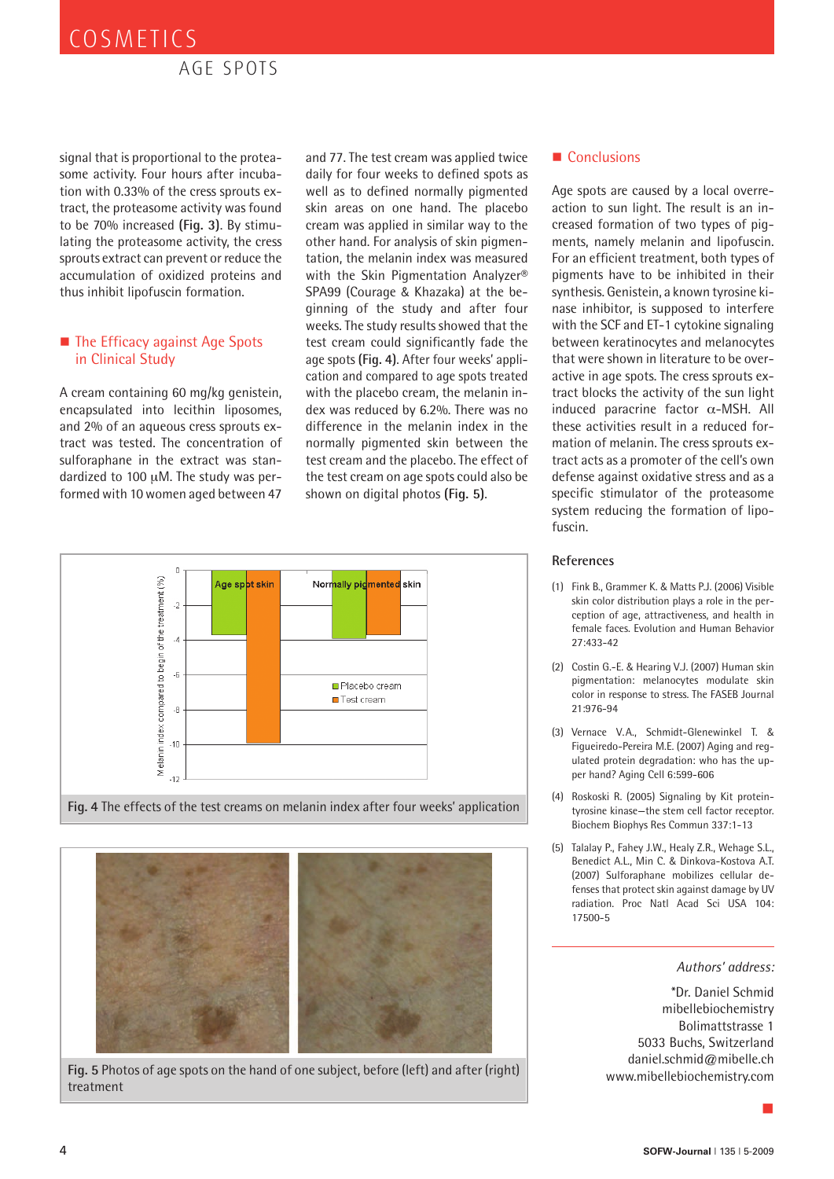signal that is proportional to the proteasome activity. Four hours after incubation with 0.33% of the cress sprouts extract, the proteasome activity was found to be 70% increased **(Fig. 3)**. By stimulating the proteasome activity, the cress sprouts extract can prevent or reduce the accumulation of oxidized proteins and thus inhibit lipofuscin formation.

## The Efficacy against Age Spots in Clinical Study

A cream containing 60 mg/kg genistein, encapsulated into lecithin liposomes, and 2% of an aqueous cress sprouts extract was tested. The concentration of sulforaphane in the extract was standardized to 100 µM. The study was performed with 10 women aged between 47 and 77. The test cream was applied twice daily for four weeks to defined spots as well as to defined normally pigmented skin areas on one hand. The placebo cream was applied in similar way to the other hand. For analysis of skin pigmentation, the melanin index was measured with the Skin Pigmentation Analyzer® SPA99 (Courage & Khazaka) at the beginning of the study and after four weeks. The study results showed that the test cream could significantly fade the age spots **(Fig. 4)**. After four weeks' application and compared to age spots treated with the placebo cream, the melanin index was reduced by 6.2%. There was no difference in the melanin index in the normally pigmented skin between the test cream and the placebo. The effect of the test cream on age spots could also be shown on digital photos **(Fig. 5)**.

Melanin index compared to begin of the treatment (%)

0
-2
-4
-6
-8
-10
-12

Age spot skin

Normally pigmented skin

Placebo cream
Test cream

**Fig. 4** The effects of the test creams on melanin index after four weeks' application

**Fig. 5** Photos of age spots on the hand of one subject, before (left) and after (right) treatment

## Conclusions

Age spots are caused by a local overreaction to sun light. The result is an increased formation of two types of pigments, namely melanin and lipofuscin. For an efficient treatment, both types of pigments have to be inhibited in their synthesis. Genistein, a known tyrosine kinase inhibitor, is supposed to interfere with the SCF and ET-1 cytokine signaling between keratinocytes and melanocytes that were shown in literature to be overactive in age spots. The cress sprouts extract blocks the activity of the sun light induced paracrine factor α-MSH. All these activities result in a reduced formation of melanin. The cress sprouts extract acts as a promoter of the cell's own defense against oxidative stress and as a specific stimulator of the proteasome system reducing the formation of lipofuscin.

### References

(1) Fink B., Grammer K. & Matts P.J. (2006) Visible skin color distribution plays a role in the perception of age, attractiveness, and health in female faces. Evolution and Human Behavior 27:433-42

(2) Costin G.-E. & Hearing V.J. (2007) Human skin pigmentation: melanocytes modulate skin color in response to stress. The FASEB Journal 21:976-94

(3) Vernace V.A., Schmidt-Glenewinkel T. & Figueiredo-Pereira M.E. (2007) Aging and regulated protein degradation: who has the upper hand? Aging Cell 6:599-606

(4) Roskoski R. (2005) Signaling by Kit protein-tyrosine kinase—the stem cell factor receptor. Biochem Biophys Res Commun 337:1-13

(5) Talalay P., Fahey J.W., Healy Z.R., Wehage S.L., Benedict A.L., Min C. & Dinkova-Kostova A.T. (2007) Sulforaphane mobilizes cellular defenses that protect skin against damage by UV radiation. Proc Natl Acad Sci USA 104: 17500-5

*Authors' address:*

*Dr. Daniel Schmid
mibellebiochemistry
Bolimattstrasse 1
5033 Buchs, Switzerland
daniel.schmid@mibelle.ch
www.mibellebiochemistry.com